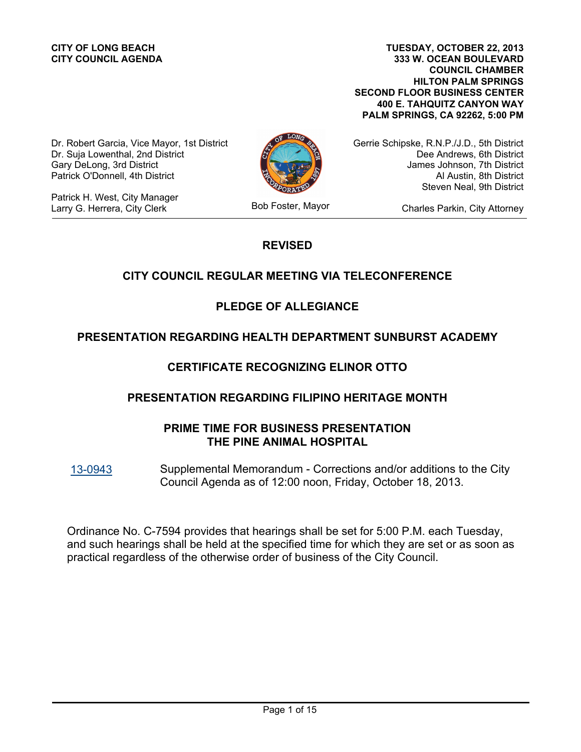**CITY OF LONG BEACH**
**CITY COUNCIL AGENDA**

**TUESDAY, OCTOBER 22, 2013**
**333 W. OCEAN BOULEVARD**
**COUNCIL CHAMBER**
**HILTON PALM SPRINGS**
**SECOND FLOOR BUSINESS CENTER**
**400 E. TAHQUITZ CANYON WAY**
**PALM SPRINGS, CA 92262, 5:00 PM**

Dr. Robert Garcia, Vice Mayor, 1st District
Dr. Suja Lowenthal, 2nd District
Gary DeLong, 3rd District
Patrick O'Donnell, 4th District

Gerrie Schipske, R.N.P./J.D., 5th District
Dee Andrews, 6th District
James Johnson, 7th District
Al Austin, 8th District
Steven Neal, 9th District

Patrick H. West, City Manager
Larry G. Herrera, City Clerk

Bob Foster, Mayor

Charles Parkin, City Attorney

---

## REVISED

## CITY COUNCIL REGULAR MEETING VIA TELECONFERENCE

## PLEDGE OF ALLEGIANCE

## PRESENTATION REGARDING HEALTH DEPARTMENT SUNBURST ACADEMY

## CERTIFICATE RECOGNIZING ELINOR OTTO

## PRESENTATION REGARDING FILIPINO HERITAGE MONTH

## PRIME TIME FOR BUSINESS PRESENTATION THE PINE ANIMAL HOSPITAL

13-0943 Supplemental Memorandum - Corrections and/or additions to the City Council Agenda as of 12:00 noon, Friday, October 18, 2013.

Ordinance No. C-7594 provides that hearings shall be set for 5:00 P.M. each Tuesday, and such hearings shall be held at the specified time for which they are set or as soon as practical regardless of the otherwise order of business of the City Council.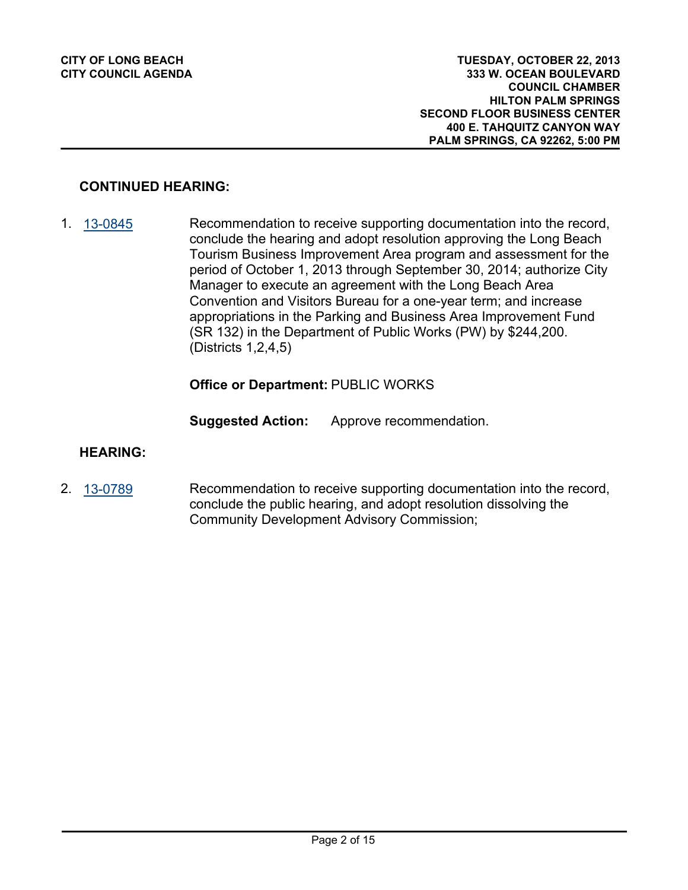**CONTINUED HEARING:**

1. 13-0845 Recommendation to receive supporting documentation into the record, conclude the hearing and adopt resolution approving the Long Beach Tourism Business Improvement Area program and assessment for the period of October 1, 2013 through September 30, 2014; authorize City Manager to execute an agreement with the Long Beach Area Convention and Visitors Bureau for a one-year term; and increase appropriations in the Parking and Business Area Improvement Fund (SR 132) in the Department of Public Works (PW) by $244,200. (Districts 1,2,4,5)

   **Office or Department:** PUBLIC WORKS

   **Suggested Action:** Approve recommendation.

**HEARING:**

2. 13-0789 Recommendation to receive supporting documentation into the record, conclude the public hearing, and adopt resolution dissolving the Community Development Advisory Commission;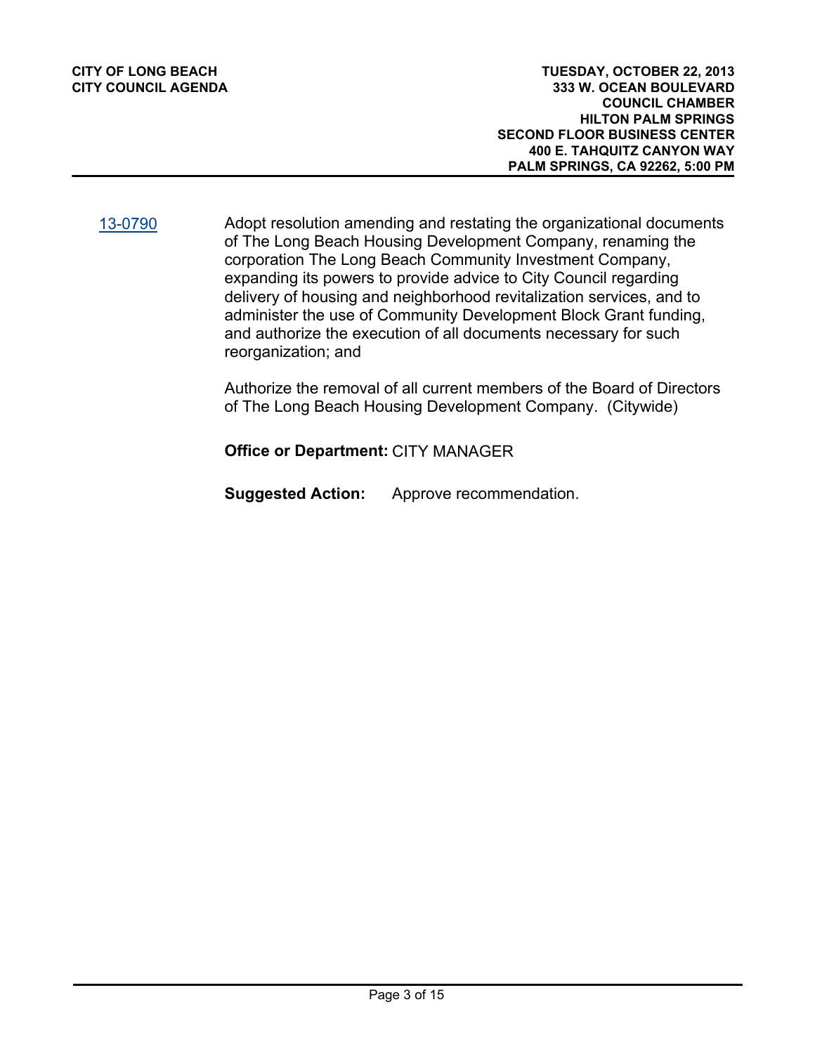13-0790 Adopt resolution amending and restating the organizational documents of The Long Beach Housing Development Company, renaming the corporation The Long Beach Community Investment Company, expanding its powers to provide advice to City Council regarding delivery of housing and neighborhood revitalization services, and to administer the use of Community Development Block Grant funding, and authorize the execution of all documents necessary for such reorganization; and

Authorize the removal of all current members of the Board of Directors of The Long Beach Housing Development Company. (Citywide)

**Office or Department:** CITY MANAGER

**Suggested Action:** Approve recommendation.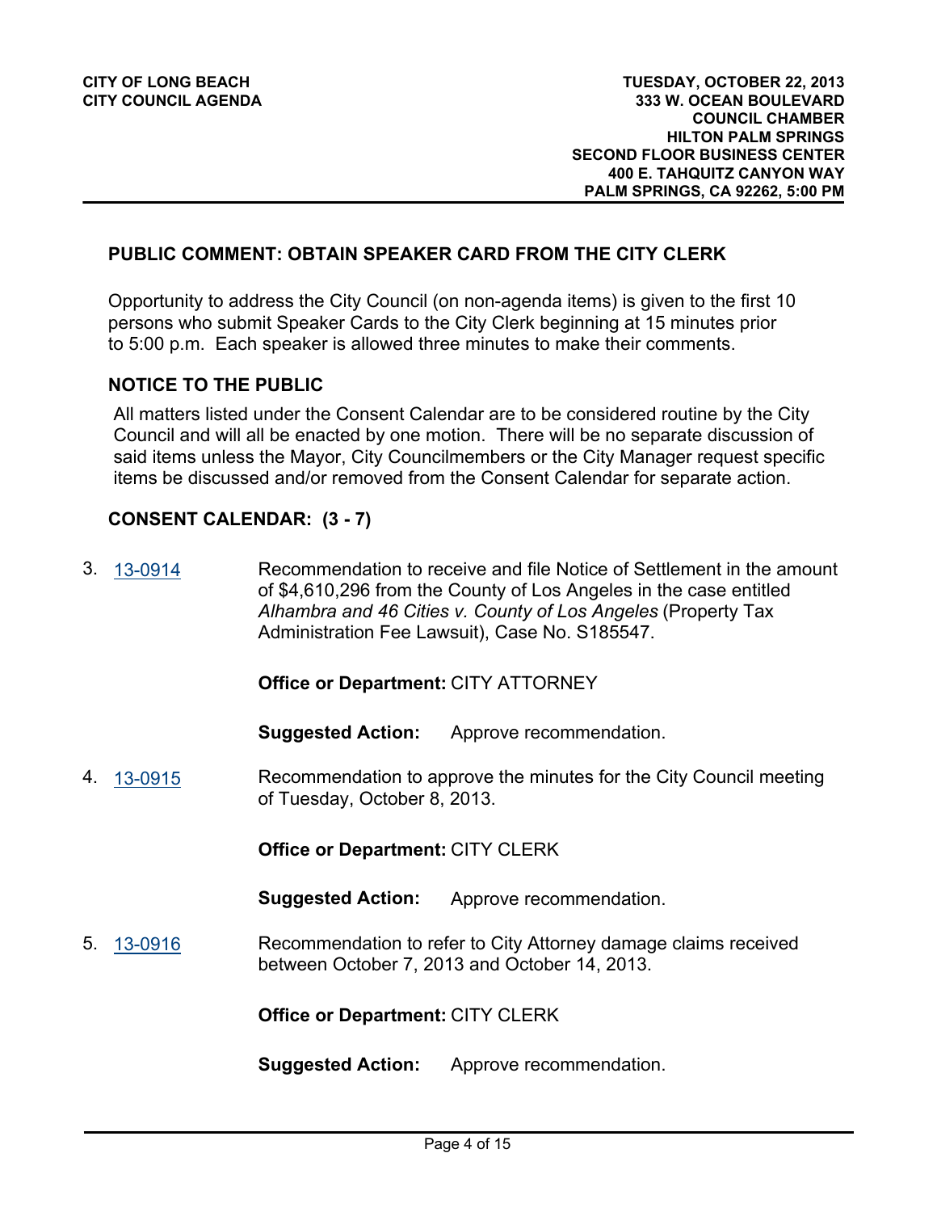## PUBLIC COMMENT: OBTAIN SPEAKER CARD FROM THE CITY CLERK

Opportunity to address the City Council (on non-agenda items) is given to the first 10 persons who submit Speaker Cards to the City Clerk beginning at 15 minutes prior to 5:00 p.m. Each speaker is allowed three minutes to make their comments.

## NOTICE TO THE PUBLIC

All matters listed under the Consent Calendar are to be considered routine by the City Council and will all be enacted by one motion. There will be no separate discussion of said items unless the Mayor, City Councilmembers or the City Manager request specific items be discussed and/or removed from the Consent Calendar for separate action.

## CONSENT CALENDAR: (3 - 7)

3. 13-0914 — Recommendation to receive and file Notice of Settlement in the amount of $4,610,296 from the County of Los Angeles in the case entitled *Alhambra and 46 Cities v. County of Los Angeles* (Property Tax Administration Fee Lawsuit), Case No. S185547.

   **Office or Department:** CITY ATTORNEY

   **Suggested Action:** Approve recommendation.

4. 13-0915 — Recommendation to approve the minutes for the City Council meeting of Tuesday, October 8, 2013.

   **Office or Department:** CITY CLERK

   **Suggested Action:** Approve recommendation.

5. 13-0916 — Recommendation to refer to City Attorney damage claims received between October 7, 2013 and October 14, 2013.

   **Office or Department:** CITY CLERK

   **Suggested Action:** Approve recommendation.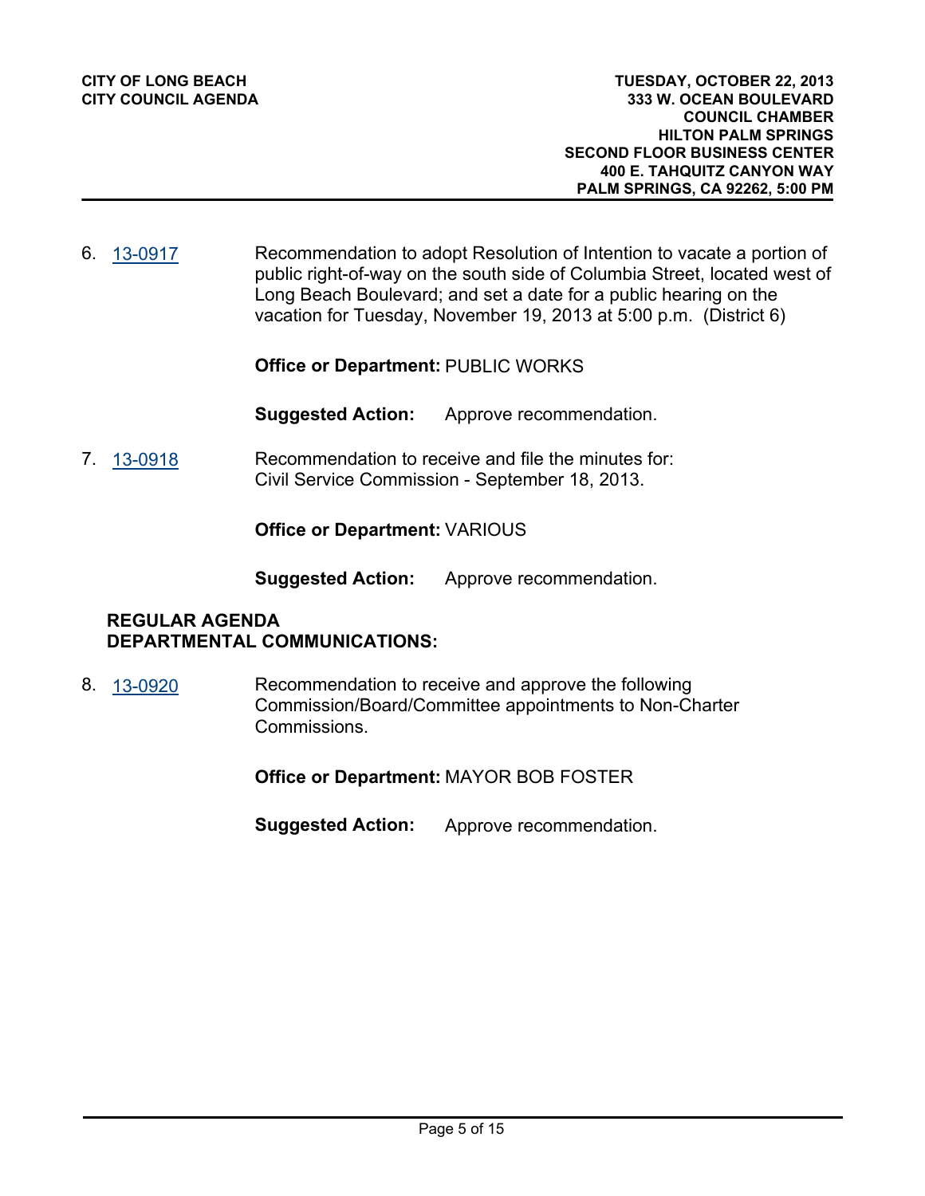6. 13-0917 Recommendation to adopt Resolution of Intention to vacate a portion of public right-of-way on the south side of Columbia Street, located west of Long Beach Boulevard; and set a date for a public hearing on the vacation for Tuesday, November 19, 2013 at 5:00 p.m. (District 6)

   **Office or Department:** PUBLIC WORKS

   **Suggested Action:** Approve recommendation.

7. 13-0918 Recommendation to receive and file the minutes for: Civil Service Commission - September 18, 2013.

   **Office or Department:** VARIOUS

   **Suggested Action:** Approve recommendation.

## REGULAR AGENDA
## DEPARTMENTAL COMMUNICATIONS:

8. 13-0920 Recommendation to receive and approve the following Commission/Board/Committee appointments to Non-Charter Commissions.

   **Office or Department:** MAYOR BOB FOSTER

   **Suggested Action:** Approve recommendation.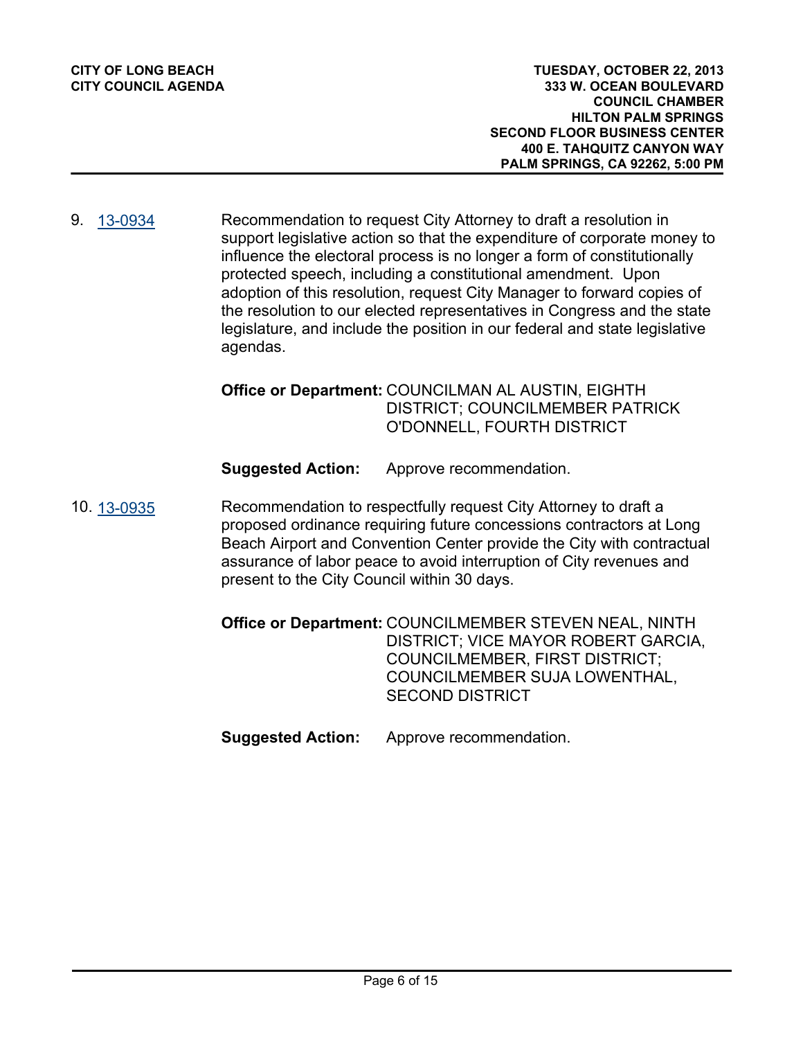9. 13-0934

Recommendation to request City Attorney to draft a resolution in support legislative action so that the expenditure of corporate money to influence the electoral process is no longer a form of constitutionally protected speech, including a constitutional amendment. Upon adoption of this resolution, request City Manager to forward copies of the resolution to our elected representatives in Congress and the state legislature, and include the position in our federal and state legislative agendas.

**Office or Department:** COUNCILMAN AL AUSTIN, EIGHTH DISTRICT; COUNCILMEMBER PATRICK O'DONNELL, FOURTH DISTRICT

**Suggested Action:** Approve recommendation.

10. 13-0935

Recommendation to respectfully request City Attorney to draft a proposed ordinance requiring future concessions contractors at Long Beach Airport and Convention Center provide the City with contractual assurance of labor peace to avoid interruption of City revenues and present to the City Council within 30 days.

**Office or Department:** COUNCILMEMBER STEVEN NEAL, NINTH DISTRICT; VICE MAYOR ROBERT GARCIA, COUNCILMEMBER, FIRST DISTRICT; COUNCILMEMBER SUJA LOWENTHAL, SECOND DISTRICT

**Suggested Action:** Approve recommendation.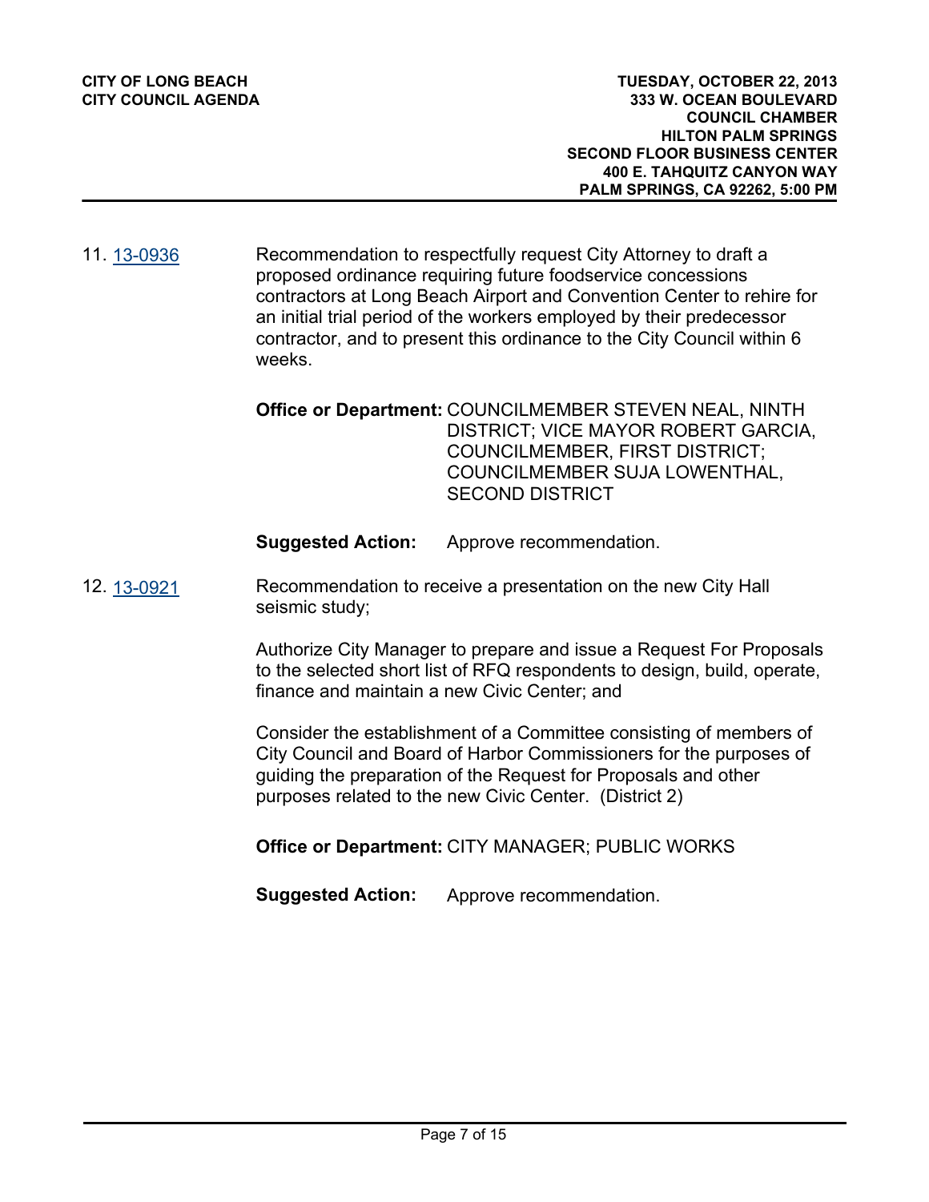11. [13-0936](13-0936)

Recommendation to respectfully request City Attorney to draft a proposed ordinance requiring future foodservice concessions contractors at Long Beach Airport and Convention Center to rehire for an initial trial period of the workers employed by their predecessor contractor, and to present this ordinance to the City Council within 6 weeks.

**Office or Department:** COUNCILMEMBER STEVEN NEAL, NINTH DISTRICT; VICE MAYOR ROBERT GARCIA, COUNCILMEMBER, FIRST DISTRICT; COUNCILMEMBER SUJA LOWENTHAL, SECOND DISTRICT

**Suggested Action:** Approve recommendation.

12. [13-0921](13-0921)

Recommendation to receive a presentation on the new City Hall seismic study;

Authorize City Manager to prepare and issue a Request For Proposals to the selected short list of RFQ respondents to design, build, operate, finance and maintain a new Civic Center; and

Consider the establishment of a Committee consisting of members of City Council and Board of Harbor Commissioners for the purposes of guiding the preparation of the Request for Proposals and other purposes related to the new Civic Center. (District 2)

**Office or Department:** CITY MANAGER; PUBLIC WORKS

**Suggested Action:** Approve recommendation.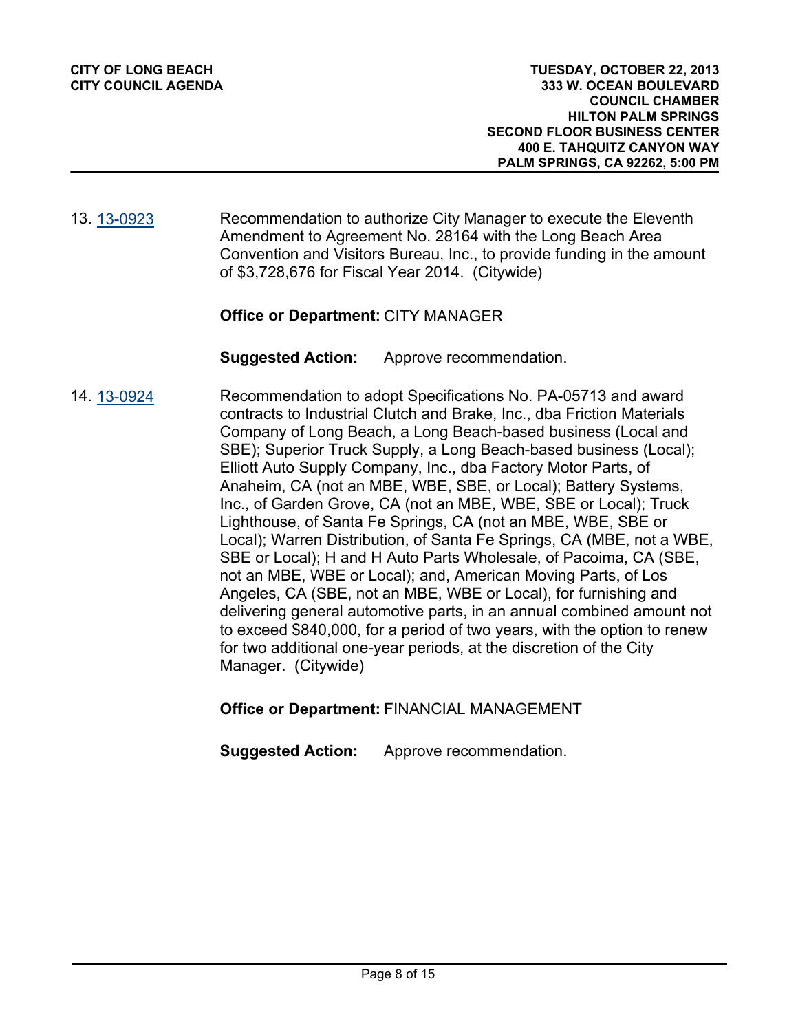13. 13-0923 Recommendation to authorize City Manager to execute the Eleventh Amendment to Agreement No. 28164 with the Long Beach Area Convention and Visitors Bureau, Inc., to provide funding in the amount of $3,728,676 for Fiscal Year 2014. (Citywide)

**Office or Department:** CITY MANAGER

**Suggested Action:** Approve recommendation.

14. 13-0924 Recommendation to adopt Specifications No. PA-05713 and award contracts to Industrial Clutch and Brake, Inc., dba Friction Materials Company of Long Beach, a Long Beach-based business (Local and SBE); Superior Truck Supply, a Long Beach-based business (Local); Elliott Auto Supply Company, Inc., dba Factory Motor Parts, of Anaheim, CA (not an MBE, WBE, SBE, or Local); Battery Systems, Inc., of Garden Grove, CA (not an MBE, WBE, SBE or Local); Truck Lighthouse, of Santa Fe Springs, CA (not an MBE, WBE, SBE or Local); Warren Distribution, of Santa Fe Springs, CA (MBE, not a WBE, SBE or Local); H and H Auto Parts Wholesale, of Pacoima, CA (SBE, not an MBE, WBE or Local); and, American Moving Parts, of Los Angeles, CA (SBE, not an MBE, WBE or Local), for furnishing and delivering general automotive parts, in an annual combined amount not to exceed $840,000, for a period of two years, with the option to renew for two additional one-year periods, at the discretion of the City Manager. (Citywide)

**Office or Department:** FINANCIAL MANAGEMENT

**Suggested Action:** Approve recommendation.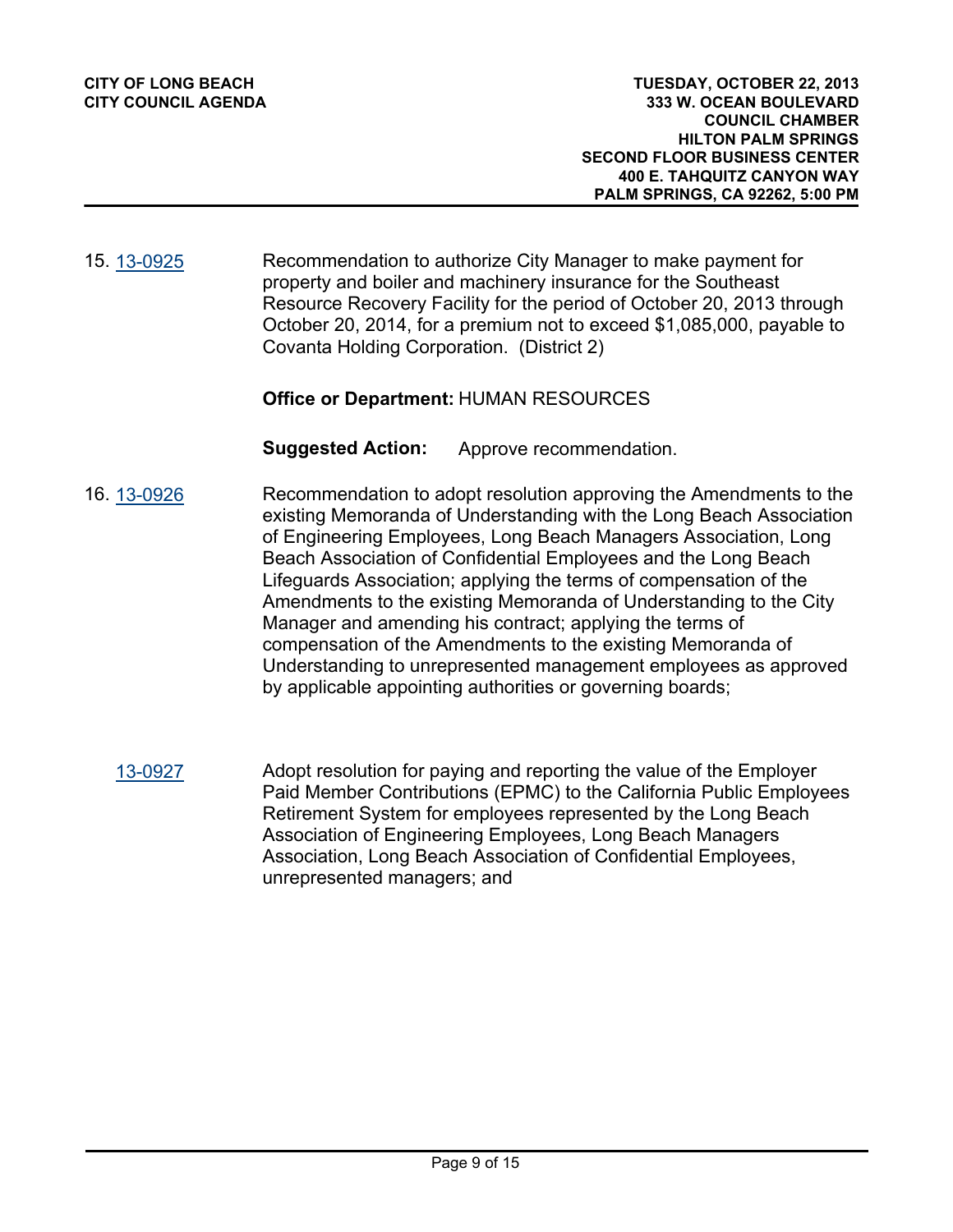15. 13-0925 Recommendation to authorize City Manager to make payment for property and boiler and machinery insurance for the Southeast Resource Recovery Facility for the period of October 20, 2013 through October 20, 2014, for a premium not to exceed $1,085,000, payable to Covanta Holding Corporation. (District 2)

**Office or Department:** HUMAN RESOURCES

**Suggested Action:** Approve recommendation.

16. 13-0926 Recommendation to adopt resolution approving the Amendments to the existing Memoranda of Understanding with the Long Beach Association of Engineering Employees, Long Beach Managers Association, Long Beach Association of Confidential Employees and the Long Beach Lifeguards Association; applying the terms of compensation of the Amendments to the existing Memoranda of Understanding to the City Manager and amending his contract; applying the terms of compensation of the Amendments to the existing Memoranda of Understanding to unrepresented management employees as approved by applicable appointing authorities or governing boards;

13-0927 Adopt resolution for paying and reporting the value of the Employer Paid Member Contributions (EPMC) to the California Public Employees Retirement System for employees represented by the Long Beach Association of Engineering Employees, Long Beach Managers Association, Long Beach Association of Confidential Employees, unrepresented managers; and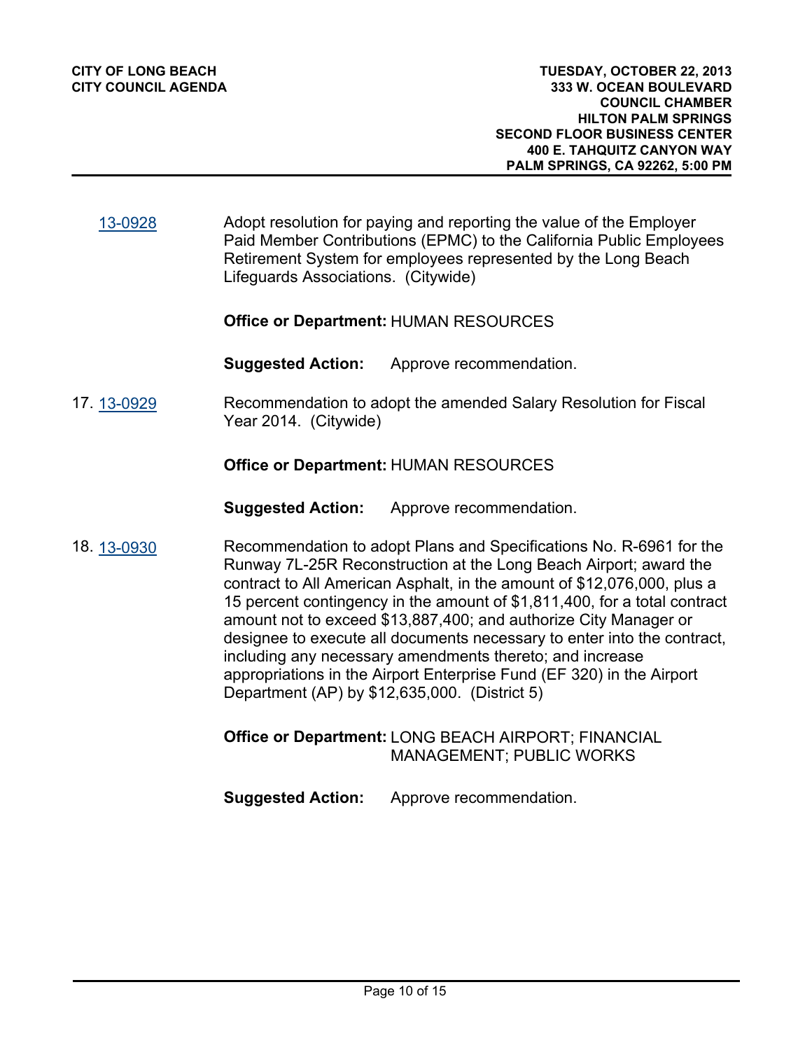13-0928 Adopt resolution for paying and reporting the value of the Employer Paid Member Contributions (EPMC) to the California Public Employees Retirement System for employees represented by the Long Beach Lifeguards Associations. (Citywide)

**Office or Department:** HUMAN RESOURCES

**Suggested Action:** Approve recommendation.

17. 13-0929 Recommendation to adopt the amended Salary Resolution for Fiscal Year 2014. (Citywide)

**Office or Department:** HUMAN RESOURCES

**Suggested Action:** Approve recommendation.

18. 13-0930 Recommendation to adopt Plans and Specifications No. R-6961 for the Runway 7L-25R Reconstruction at the Long Beach Airport; award the contract to All American Asphalt, in the amount of $12,076,000, plus a 15 percent contingency in the amount of $1,811,400, for a total contract amount not to exceed $13,887,400; and authorize City Manager or designee to execute all documents necessary to enter into the contract, including any necessary amendments thereto; and increase appropriations in the Airport Enterprise Fund (EF 320) in the Airport Department (AP) by $12,635,000. (District 5)

**Office or Department:** LONG BEACH AIRPORT; FINANCIAL MANAGEMENT; PUBLIC WORKS

**Suggested Action:** Approve recommendation.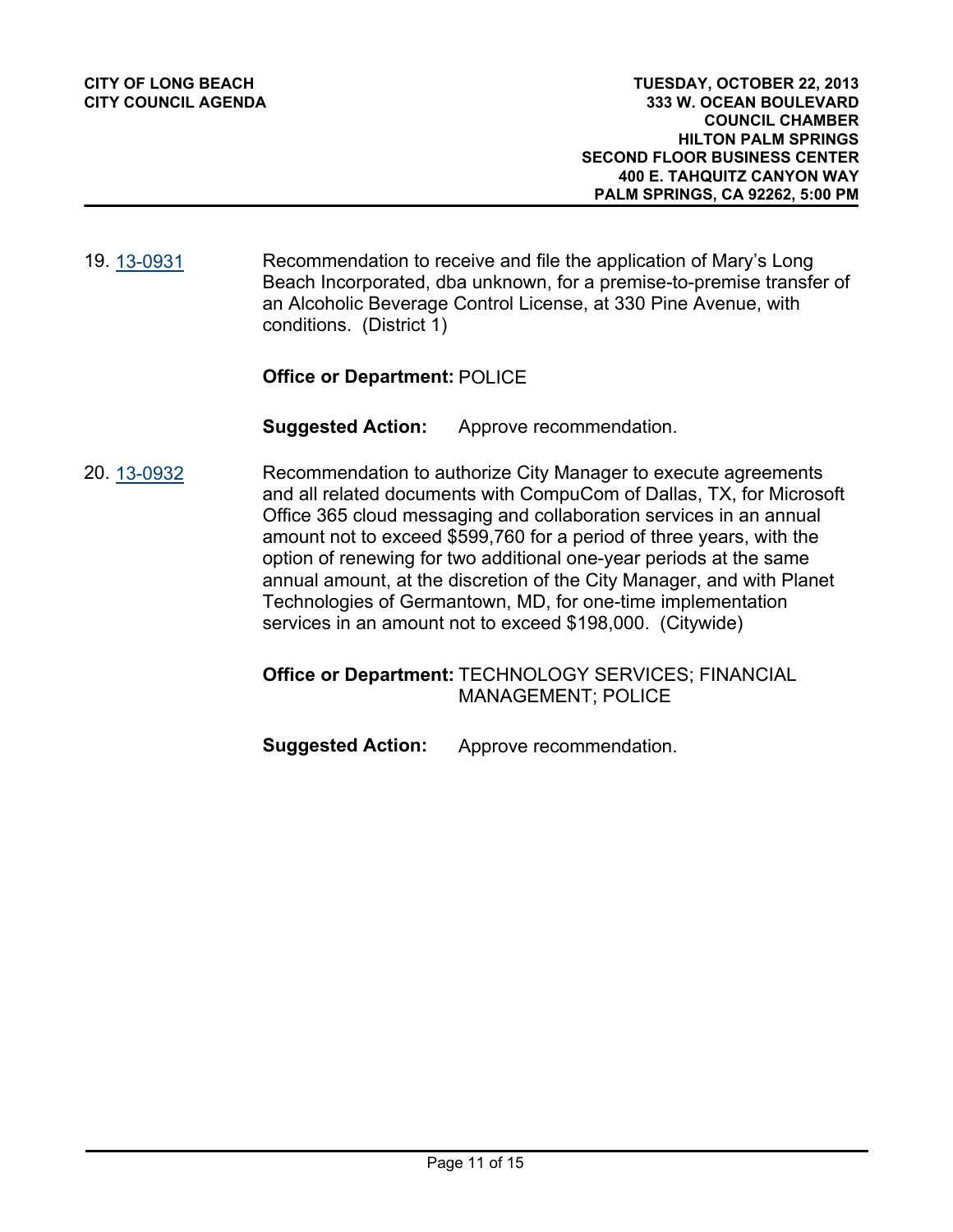19. 13-0931

Recommendation to receive and file the application of Mary's Long Beach Incorporated, dba unknown, for a premise-to-premise transfer of an Alcoholic Beverage Control License, at 330 Pine Avenue, with conditions. (District 1)

**Office or Department:** POLICE

**Suggested Action:** Approve recommendation.

20. 13-0932

Recommendation to authorize City Manager to execute agreements and all related documents with CompuCom of Dallas, TX, for Microsoft Office 365 cloud messaging and collaboration services in an annual amount not to exceed $599,760 for a period of three years, with the option of renewing for two additional one-year periods at the same annual amount, at the discretion of the City Manager, and with Planet Technologies of Germantown, MD, for one-time implementation services in an amount not to exceed $198,000. (Citywide)

**Office or Department:** TECHNOLOGY SERVICES; FINANCIAL MANAGEMENT; POLICE

**Suggested Action:** Approve recommendation.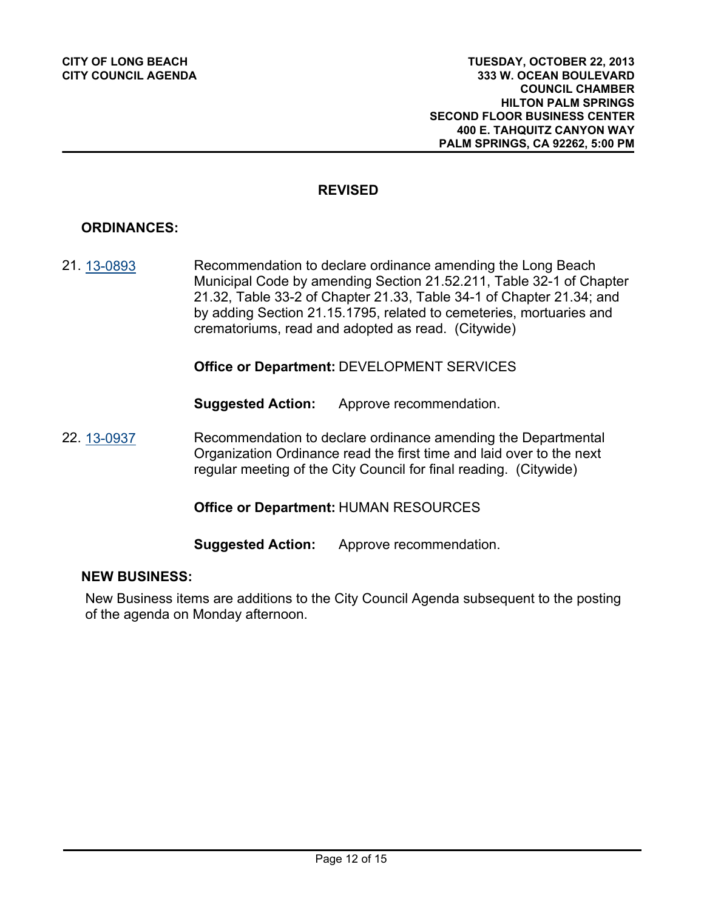## REVISED

### ORDINANCES:

21. 13-0893 Recommendation to declare ordinance amending the Long Beach Municipal Code by amending Section 21.52.211, Table 32-1 of Chapter 21.32, Table 33-2 of Chapter 21.33, Table 34-1 of Chapter 21.34; and by adding Section 21.15.1795, related to cemeteries, mortuaries and crematoriums, read and adopted as read. (Citywide)

    **Office or Department:** DEVELOPMENT SERVICES

    **Suggested Action:** Approve recommendation.

22. 13-0937 Recommendation to declare ordinance amending the Departmental Organization Ordinance read the first time and laid over to the next regular meeting of the City Council for final reading. (Citywide)

    **Office or Department:** HUMAN RESOURCES

    **Suggested Action:** Approve recommendation.

### NEW BUSINESS:

New Business items are additions to the City Council Agenda subsequent to the posting of the agenda on Monday afternoon.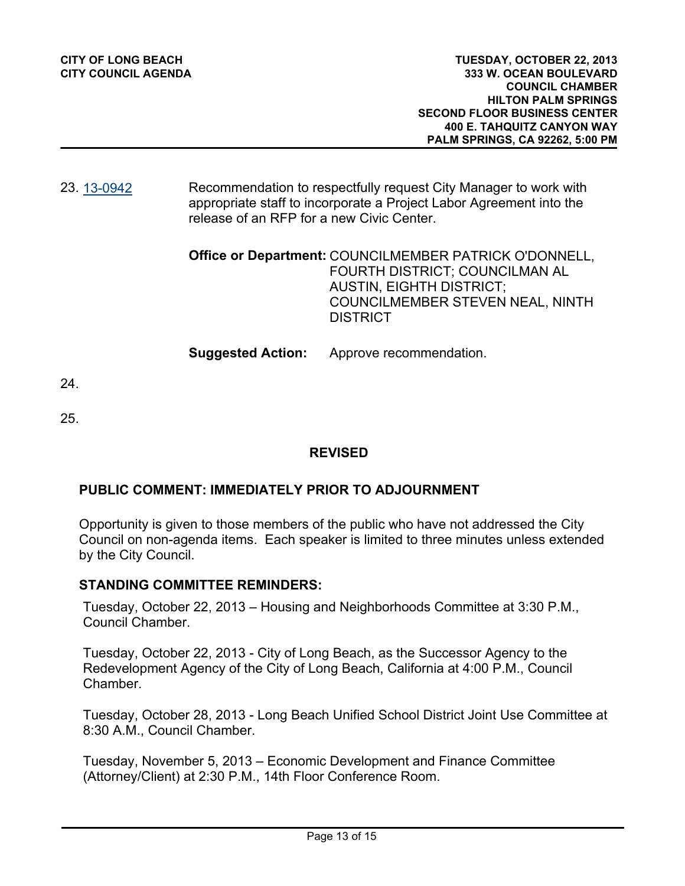23. 13-0942 Recommendation to respectfully request City Manager to work with appropriate staff to incorporate a Project Labor Agreement into the release of an RFP for a new Civic Center.

**Office or Department:** COUNCILMEMBER PATRICK O'DONNELL, FOURTH DISTRICT; COUNCILMAN AL AUSTIN, EIGHTH DISTRICT; COUNCILMEMBER STEVEN NEAL, NINTH DISTRICT

**Suggested Action:** Approve recommendation.

24.

25.

**REVISED**

## PUBLIC COMMENT: IMMEDIATELY PRIOR TO ADJOURNMENT

Opportunity is given to those members of the public who have not addressed the City Council on non-agenda items. Each speaker is limited to three minutes unless extended by the City Council.

## STANDING COMMITTEE REMINDERS:

Tuesday, October 22, 2013 – Housing and Neighborhoods Committee at 3:30 P.M., Council Chamber.

Tuesday, October 22, 2013 - City of Long Beach, as the Successor Agency to the Redevelopment Agency of the City of Long Beach, California at 4:00 P.M., Council Chamber.

Tuesday, October 28, 2013 - Long Beach Unified School District Joint Use Committee at 8:30 A.M., Council Chamber.

Tuesday, November 5, 2013 – Economic Development and Finance Committee (Attorney/Client) at 2:30 P.M., 14th Floor Conference Room.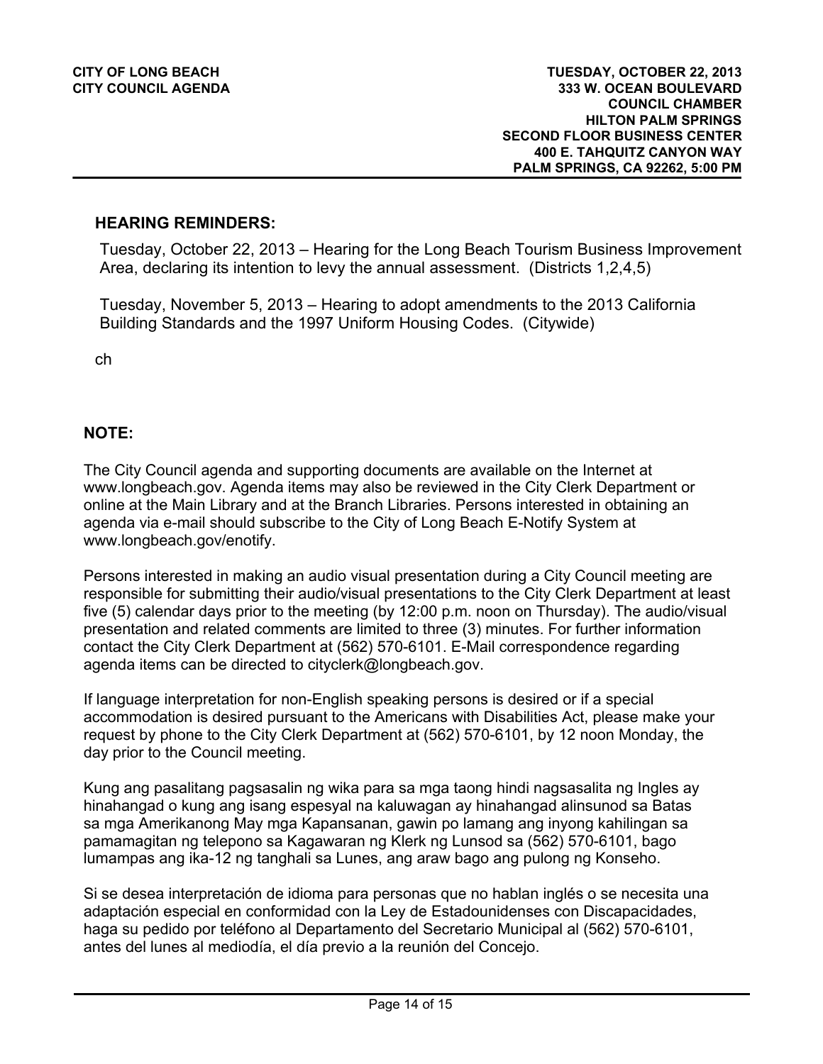## HEARING REMINDERS:

Tuesday, October 22, 2013 – Hearing for the Long Beach Tourism Business Improvement Area, declaring its intention to levy the annual assessment. (Districts 1,2,4,5)

Tuesday, November 5, 2013 – Hearing to adopt amendments to the 2013 California Building Standards and the 1997 Uniform Housing Codes. (Citywide)

ch

## NOTE:

The City Council agenda and supporting documents are available on the Internet at www.longbeach.gov. Agenda items may also be reviewed in the City Clerk Department or online at the Main Library and at the Branch Libraries. Persons interested in obtaining an agenda via e-mail should subscribe to the City of Long Beach E-Notify System at www.longbeach.gov/enotify.

Persons interested in making an audio visual presentation during a City Council meeting are responsible for submitting their audio/visual presentations to the City Clerk Department at least five (5) calendar days prior to the meeting (by 12:00 p.m. noon on Thursday). The audio/visual presentation and related comments are limited to three (3) minutes. For further information contact the City Clerk Department at (562) 570-6101. E-Mail correspondence regarding agenda items can be directed to cityclerk@longbeach.gov.

If language interpretation for non-English speaking persons is desired or if a special accommodation is desired pursuant to the Americans with Disabilities Act, please make your request by phone to the City Clerk Department at (562) 570-6101, by 12 noon Monday, the day prior to the Council meeting.

Kung ang pasalitang pagsasalin ng wika para sa mga taong hindi nagsasalita ng Ingles ay hinahangad o kung ang isang espesyal na kaluwagan ay hinahangad alinsunod sa Batas sa mga Amerikanong May mga Kapansanan, gawin po lamang ang inyong kahilingan sa pamamagitan ng telepono sa Kagawaran ng Klerk ng Lunsod sa (562) 570-6101, bago lumampas ang ika-12 ng tanghali sa Lunes, ang araw bago ang pulong ng Konseho.

Si se desea interpretación de idioma para personas que no hablan inglés o se necesita una adaptación especial en conformidad con la Ley de Estadounidenses con Discapacidades, haga su pedido por teléfono al Departamento del Secretario Municipal al (562) 570-6101, antes del lunes al mediodía, el día previo a la reunión del Concejo.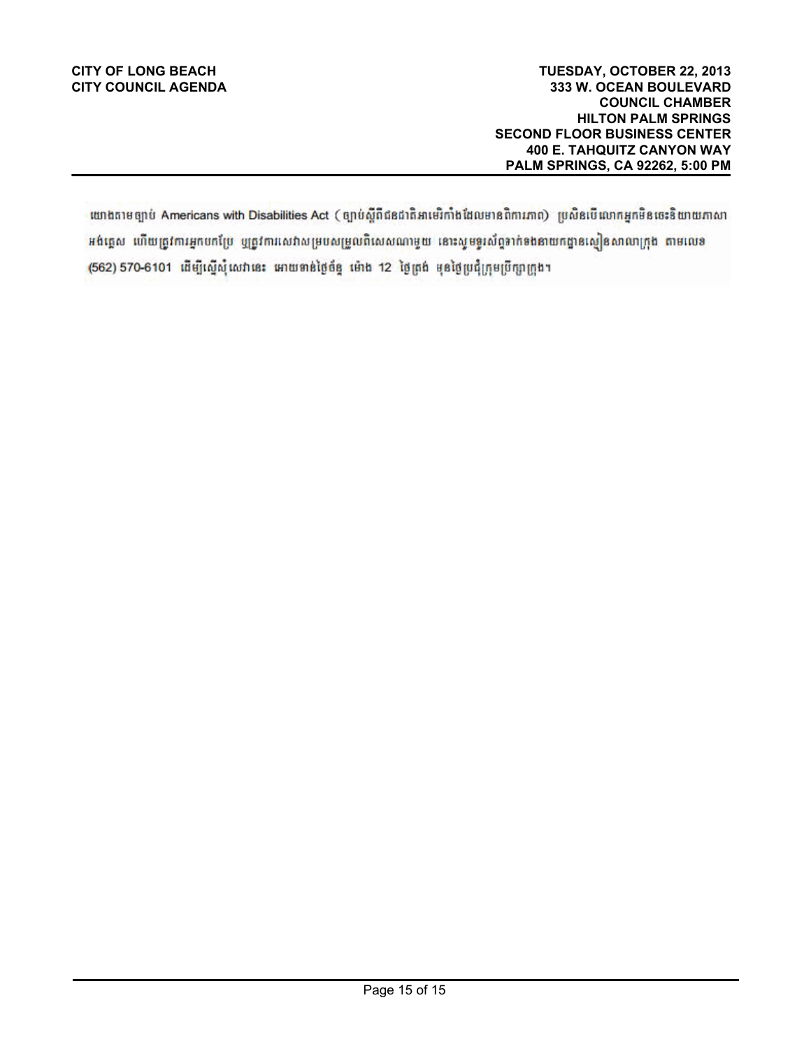យោងតាមច្បាប់ Americans with Disabilities Act (ច្បាប់ស្តីពីជនជាតិអាមេរិកាំងដែលមានពិការភាព) ប្រសិនបើលោកអ្នកមិនចេះនិយាយភាសាអង់គ្លេស ហើយត្រូវការអ្នកបកប្រែ ឬត្រូវការសេវាសម្របសម្រួលពិសេសណាមួយ នោះសូមទូរស័ព្ទទាក់ទងនាយកដ្ឋានស្មៀនសាលាក្រុង តាមលេខ (562) 570-6101 ដើម្បីស្នើសុំសេវានេះ អោយទាន់ថ្ងៃចន្ទ ម៉ោង 12 ថ្ងៃត្រង់ មុនថ្ងៃប្រជុំក្រុមប្រឹក្សាក្រុង។